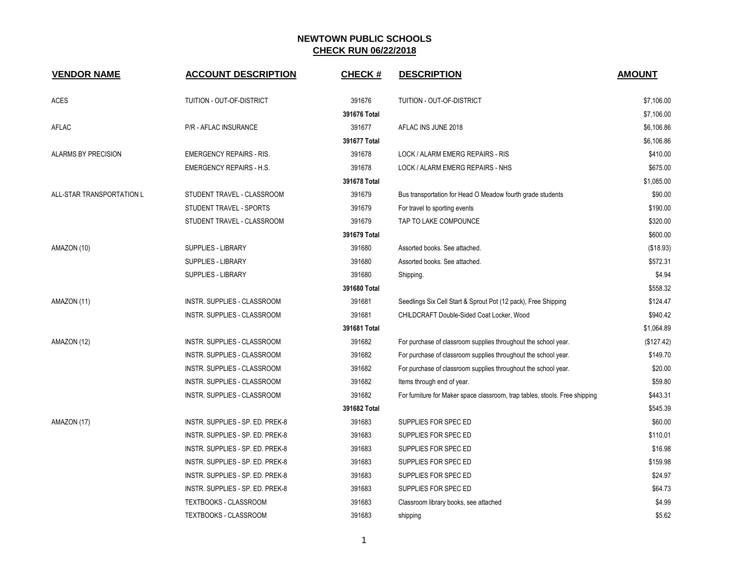# NEWTOWN PUBLIC SCHOOLS

## CHECK RUN 06/22/2018

| VENDOR NAME | ACCOUNT DESCRIPTION | CHECK # | DESCRIPTION | AMOUNT |
|---|---|---|---|---|
| ACES | TUITION - OUT-OF-DISTRICT | 391676 | TUITION - OUT-OF-DISTRICT | $7,106.00 |
| | | 391676 Total | | $7,106.00 |
| AFLAC | P/R - AFLAC INSURANCE | 391677 | AFLAC INS JUNE 2018 | $6,106.86 |
| | | 391677 Total | | $6,106.86 |
| ALARMS BY PRECISION | EMERGENCY REPAIRS - RIS. | 391678 | LOCK / ALARM EMERG REPAIRS - RIS | $410.00 |
| | EMERGENCY REPAIRS - H.S. | 391678 | LOCK / ALARM EMERG REPAIRS - NHS | $675.00 |
| | | 391678 Total | | $1,085.00 |
| ALL-STAR TRANSPORTATION L | STUDENT TRAVEL - CLASSROOM | 391679 | Bus transportation for Head O Meadow fourth grade students | $90.00 |
| | STUDENT TRAVEL - SPORTS | 391679 | For travel to sporting events | $190.00 |
| | STUDENT TRAVEL - CLASSROOM | 391679 | TAP TO LAKE COMPOUNCE | $320.00 |
| | | 391679 Total | | $600.00 |
| AMAZON (10) | SUPPLIES - LIBRARY | 391680 | Assorted books. See attached. | ($18.93) |
| | SUPPLIES - LIBRARY | 391680 | Assorted books. See attached. | $572.31 |
| | SUPPLIES - LIBRARY | 391680 | Shipping. | $4.94 |
| | | 391680 Total | | $558.32 |
| AMAZON (11) | INSTR. SUPPLIES - CLASSROOM | 391681 | Seedlings Six Cell Start & Sprout Pot (12 pack), Free Shipping | $124.47 |
| | INSTR. SUPPLIES - CLASSROOM | 391681 | CHILDCRAFT Double-Sided Coat Locker, Wood | $940.42 |
| | | 391681 Total | | $1,064.89 |
| AMAZON (12) | INSTR. SUPPLIES - CLASSROOM | 391682 | For purchase of classroom supplies throughout the school year. | ($127.42) |
| | INSTR. SUPPLIES - CLASSROOM | 391682 | For purchase of classroom supplies throughout the school year. | $149.70 |
| | INSTR. SUPPLIES - CLASSROOM | 391682 | For purchase of classroom supplies throughout the school year. | $20.00 |
| | INSTR. SUPPLIES - CLASSROOM | 391682 | Items through end of year. | $59.80 |
| | INSTR. SUPPLIES - CLASSROOM | 391682 | For furniture for Maker space classroom, trap tables, stools. Free shipping | $443.31 |
| | | 391682 Total | | $545.39 |
| AMAZON (17) | INSTR. SUPPLIES - SP. ED. PREK-8 | 391683 | SUPPLIES FOR SPEC ED | $60.00 |
| | INSTR. SUPPLIES - SP. ED. PREK-8 | 391683 | SUPPLIES FOR SPEC ED | $110.01 |
| | INSTR. SUPPLIES - SP. ED. PREK-8 | 391683 | SUPPLIES FOR SPEC ED | $16.98 |
| | INSTR. SUPPLIES - SP. ED. PREK-8 | 391683 | SUPPLIES FOR SPEC ED | $159.98 |
| | INSTR. SUPPLIES - SP. ED. PREK-8 | 391683 | SUPPLIES FOR SPEC ED | $24.97 |
| | INSTR. SUPPLIES - SP. ED. PREK-8 | 391683 | SUPPLIES FOR SPEC ED | $64.73 |
| | TEXTBOOKS - CLASSROOM | 391683 | Classroom library books, see attached | $4.99 |
| | TEXTBOOKS - CLASSROOM | 391683 | shipping | $5.62 |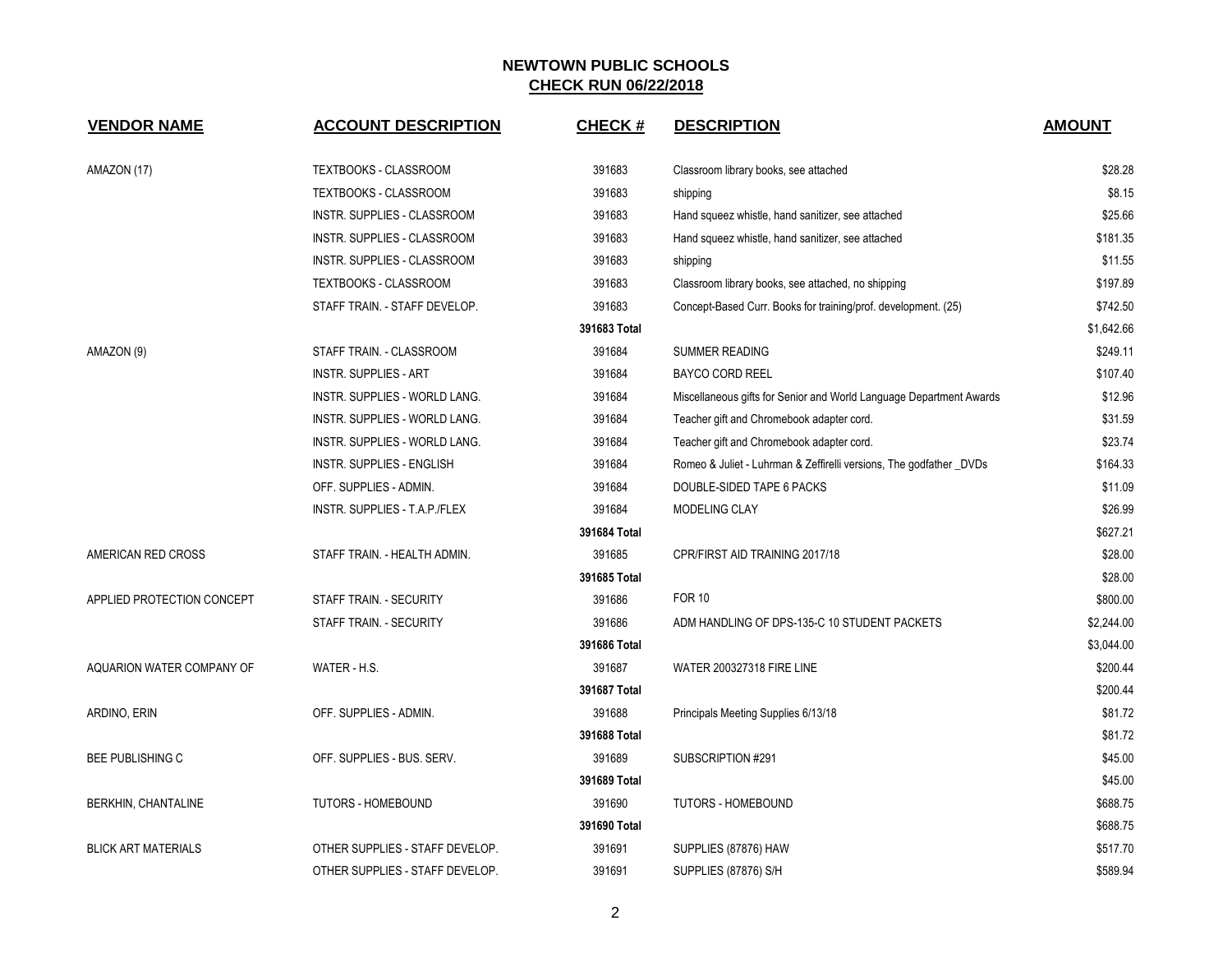**NEWTOWN PUBLIC SCHOOLS**
**CHECK RUN 06/22/2018**

| VENDOR NAME | ACCOUNT DESCRIPTION | CHECK # | DESCRIPTION | AMOUNT |
|---|---|---|---|---|
| AMAZON (17) | TEXTBOOKS - CLASSROOM | 391683 | Classroom library books, see attached | $28.28 |
| | TEXTBOOKS - CLASSROOM | 391683 | shipping | $8.15 |
| | INSTR. SUPPLIES - CLASSROOM | 391683 | Hand squeez whistle, hand sanitizer, see attached | $25.66 |
| | INSTR. SUPPLIES - CLASSROOM | 391683 | Hand squeez whistle, hand sanitizer, see attached | $181.35 |
| | INSTR. SUPPLIES - CLASSROOM | 391683 | shipping | $11.55 |
| | TEXTBOOKS - CLASSROOM | 391683 | Classroom library books, see attached, no shipping | $197.89 |
| | STAFF TRAIN. - STAFF DEVELOP. | 391683 | Concept-Based Curr. Books for training/prof. development. (25) | $742.50 |
| | | 391683 Total | | $1,642.66 |
| AMAZON (9) | STAFF TRAIN. - CLASSROOM | 391684 | SUMMER READING | $249.11 |
| | INSTR. SUPPLIES - ART | 391684 | BAYCO CORD REEL | $107.40 |
| | INSTR. SUPPLIES - WORLD LANG. | 391684 | Miscellaneous gifts for Senior and World Language Department Awards | $12.96 |
| | INSTR. SUPPLIES - WORLD LANG. | 391684 | Teacher gift and Chromebook adapter cord. | $31.59 |
| | INSTR. SUPPLIES - WORLD LANG. | 391684 | Teacher gift and Chromebook adapter cord. | $23.74 |
| | INSTR. SUPPLIES - ENGLISH | 391684 | Romeo & Juliet - Luhrman & Zeffirelli versions, The godfather _DVDs | $164.33 |
| | OFF. SUPPLIES - ADMIN. | 391684 | DOUBLE-SIDED TAPE 6 PACKS | $11.09 |
| | INSTR. SUPPLIES - T.A.P./FLEX | 391684 | MODELING CLAY | $26.99 |
| | | 391684 Total | | $627.21 |
| AMERICAN RED CROSS | STAFF TRAIN. - HEALTH ADMIN. | 391685 | CPR/FIRST AID TRAINING 2017/18 | $28.00 |
| | | 391685 Total | | $28.00 |
| APPLIED PROTECTION CONCEPT | STAFF TRAIN. - SECURITY | 391686 | FOR 10 | $800.00 |
| | STAFF TRAIN. - SECURITY | 391686 | ADM HANDLING OF DPS-135-C 10 STUDENT PACKETS | $2,244.00 |
| | | 391686 Total | | $3,044.00 |
| AQUARION WATER COMPANY OF | WATER - H.S. | 391687 | WATER 200327318 FIRE LINE | $200.44 |
| | | 391687 Total | | $200.44 |
| ARDINO, ERIN | OFF. SUPPLIES - ADMIN. | 391688 | Principals Meeting Supplies 6/13/18 | $81.72 |
| | | 391688 Total | | $81.72 |
| BEE PUBLISHING C | OFF. SUPPLIES - BUS. SERV. | 391689 | SUBSCRIPTION #291 | $45.00 |
| | | 391689 Total | | $45.00 |
| BERKHIN, CHANTALINE | TUTORS - HOMEBOUND | 391690 | TUTORS - HOMEBOUND | $688.75 |
| | | 391690 Total | | $688.75 |
| BLICK ART MATERIALS | OTHER SUPPLIES - STAFF DEVELOP. | 391691 | SUPPLIES (87876) HAW | $517.70 |
| | OTHER SUPPLIES - STAFF DEVELOP. | 391691 | SUPPLIES (87876) S/H | $589.94 |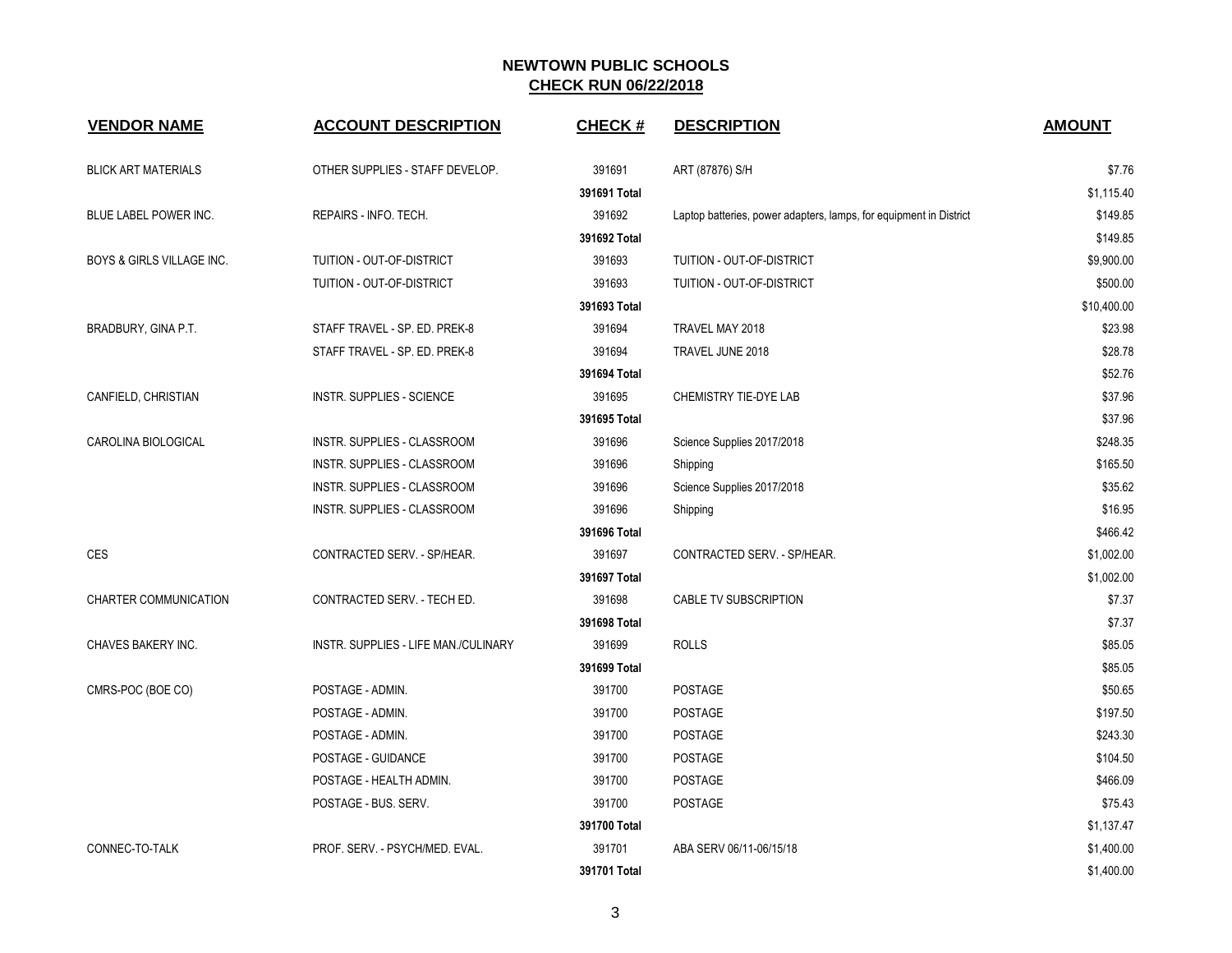## NEWTOWN PUBLIC SCHOOLS
## CHECK RUN 06/22/2018

| VENDOR NAME | ACCOUNT DESCRIPTION | CHECK # | DESCRIPTION | AMOUNT |
|---|---|---|---|---|
| BLICK ART MATERIALS | OTHER SUPPLIES - STAFF DEVELOP. | 391691 | ART (87876) S/H | $7.76 |
| | | **391691 Total** | | $1,115.40 |
| BLUE LABEL POWER INC. | REPAIRS - INFO. TECH. | 391692 | Laptop batteries, power adapters, lamps, for equipment in District | $149.85 |
| | | **391692 Total** | | $149.85 |
| BOYS & GIRLS VILLAGE INC. | TUITION - OUT-OF-DISTRICT | 391693 | TUITION - OUT-OF-DISTRICT | $9,900.00 |
| | TUITION - OUT-OF-DISTRICT | 391693 | TUITION - OUT-OF-DISTRICT | $500.00 |
| | | **391693 Total** | | $10,400.00 |
| BRADBURY, GINA P.T. | STAFF TRAVEL - SP. ED. PREK-8 | 391694 | TRAVEL MAY 2018 | $23.98 |
| | STAFF TRAVEL - SP. ED. PREK-8 | 391694 | TRAVEL JUNE 2018 | $28.78 |
| | | **391694 Total** | | $52.76 |
| CANFIELD, CHRISTIAN | INSTR. SUPPLIES - SCIENCE | 391695 | CHEMISTRY TIE-DYE LAB | $37.96 |
| | | **391695 Total** | | $37.96 |
| CAROLINA BIOLOGICAL | INSTR. SUPPLIES - CLASSROOM | 391696 | Science Supplies 2017/2018 | $248.35 |
| | INSTR. SUPPLIES - CLASSROOM | 391696 | Shipping | $165.50 |
| | INSTR. SUPPLIES - CLASSROOM | 391696 | Science Supplies 2017/2018 | $35.62 |
| | INSTR. SUPPLIES - CLASSROOM | 391696 | Shipping | $16.95 |
| | | **391696 Total** | | $466.42 |
| CES | CONTRACTED SERV. - SP/HEAR. | 391697 | CONTRACTED SERV. - SP/HEAR. | $1,002.00 |
| | | **391697 Total** | | $1,002.00 |
| CHARTER COMMUNICATION | CONTRACTED SERV. - TECH ED. | 391698 | CABLE TV SUBSCRIPTION | $7.37 |
| | | **391698 Total** | | $7.37 |
| CHAVES BAKERY INC. | INSTR. SUPPLIES - LIFE MAN./CULINARY | 391699 | ROLLS | $85.05 |
| | | **391699 Total** | | $85.05 |
| CMRS-POC (BOE CO) | POSTAGE - ADMIN. | 391700 | POSTAGE | $50.65 |
| | POSTAGE - ADMIN. | 391700 | POSTAGE | $197.50 |
| | POSTAGE - ADMIN. | 391700 | POSTAGE | $243.30 |
| | POSTAGE - GUIDANCE | 391700 | POSTAGE | $104.50 |
| | POSTAGE - HEALTH ADMIN. | 391700 | POSTAGE | $466.09 |
| | POSTAGE - BUS. SERV. | 391700 | POSTAGE | $75.43 |
| | | **391700 Total** | | $1,137.47 |
| CONNEC-TO-TALK | PROF. SERV. - PSYCH/MED. EVAL. | 391701 | ABA SERV 06/11-06/15/18 | $1,400.00 |
| | | **391701 Total** | | $1,400.00 |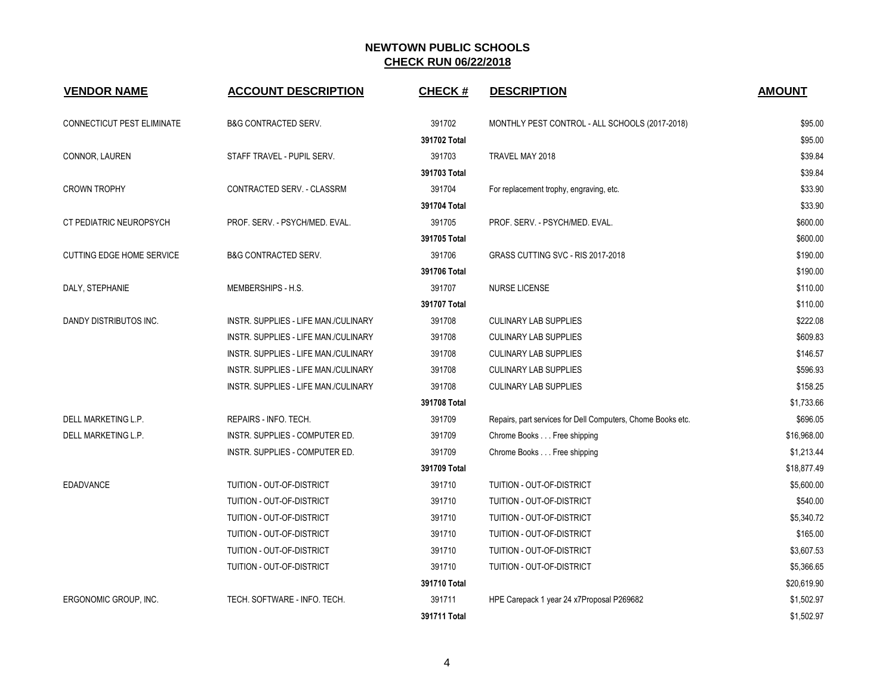# NEWTOWN PUBLIC SCHOOLS

## CHECK RUN 06/22/2018

| VENDOR NAME | ACCOUNT DESCRIPTION | CHECK # | DESCRIPTION | AMOUNT |
|---|---|---|---|---|
| CONNECTICUT PEST ELIMINATE | B&G CONTRACTED SERV. | 391702 | MONTHLY PEST CONTROL - ALL SCHOOLS (2017-2018) | $95.00 |
| | | **391702 Total** | | $95.00 |
| CONNOR, LAUREN | STAFF TRAVEL - PUPIL SERV. | 391703 | TRAVEL MAY 2018 | $39.84 |
| | | **391703 Total** | | $39.84 |
| CROWN TROPHY | CONTRACTED SERV. - CLASSRM | 391704 | For replacement trophy, engraving, etc. | $33.90 |
| | | **391704 Total** | | $33.90 |
| CT PEDIATRIC NEUROPSYCH | PROF. SERV. - PSYCH/MED. EVAL. | 391705 | PROF. SERV. - PSYCH/MED. EVAL. | $600.00 |
| | | **391705 Total** | | $600.00 |
| CUTTING EDGE HOME SERVICE | B&G CONTRACTED SERV. | 391706 | GRASS CUTTING SVC - RIS 2017-2018 | $190.00 |
| | | **391706 Total** | | $190.00 |
| DALY, STEPHANIE | MEMBERSHIPS - H.S. | 391707 | NURSE LICENSE | $110.00 |
| | | **391707 Total** | | $110.00 |
| DANDY DISTRIBUTOS INC. | INSTR. SUPPLIES - LIFE MAN./CULINARY | 391708 | CULINARY LAB SUPPLIES | $222.08 |
| | INSTR. SUPPLIES - LIFE MAN./CULINARY | 391708 | CULINARY LAB SUPPLIES | $609.83 |
| | INSTR. SUPPLIES - LIFE MAN./CULINARY | 391708 | CULINARY LAB SUPPLIES | $146.57 |
| | INSTR. SUPPLIES - LIFE MAN./CULINARY | 391708 | CULINARY LAB SUPPLIES | $596.93 |
| | INSTR. SUPPLIES - LIFE MAN./CULINARY | 391708 | CULINARY LAB SUPPLIES | $158.25 |
| | | **391708 Total** | | $1,733.66 |
| DELL MARKETING L.P. | REPAIRS - INFO. TECH. | 391709 | Repairs, part services for Dell Computers, Chome Books etc. | $696.05 |
| DELL MARKETING L.P. | INSTR. SUPPLIES - COMPUTER ED. | 391709 | Chrome Books . . . Free shipping | $16,968.00 |
| | INSTR. SUPPLIES - COMPUTER ED. | 391709 | Chrome Books . . . Free shipping | $1,213.44 |
| | | **391709 Total** | | $18,877.49 |
| EDADVANCE | TUITION - OUT-OF-DISTRICT | 391710 | TUITION - OUT-OF-DISTRICT | $5,600.00 |
| | TUITION - OUT-OF-DISTRICT | 391710 | TUITION - OUT-OF-DISTRICT | $540.00 |
| | TUITION - OUT-OF-DISTRICT | 391710 | TUITION - OUT-OF-DISTRICT | $5,340.72 |
| | TUITION - OUT-OF-DISTRICT | 391710 | TUITION - OUT-OF-DISTRICT | $165.00 |
| | TUITION - OUT-OF-DISTRICT | 391710 | TUITION - OUT-OF-DISTRICT | $3,607.53 |
| | TUITION - OUT-OF-DISTRICT | 391710 | TUITION - OUT-OF-DISTRICT | $5,366.65 |
| | | **391710 Total** | | $20,619.90 |
| ERGONOMIC GROUP, INC. | TECH. SOFTWARE - INFO. TECH. | 391711 | HPE Carepack 1 year 24 x7Proposal P269682 | $1,502.97 |
| | | **391711 Total** | | $1,502.97 |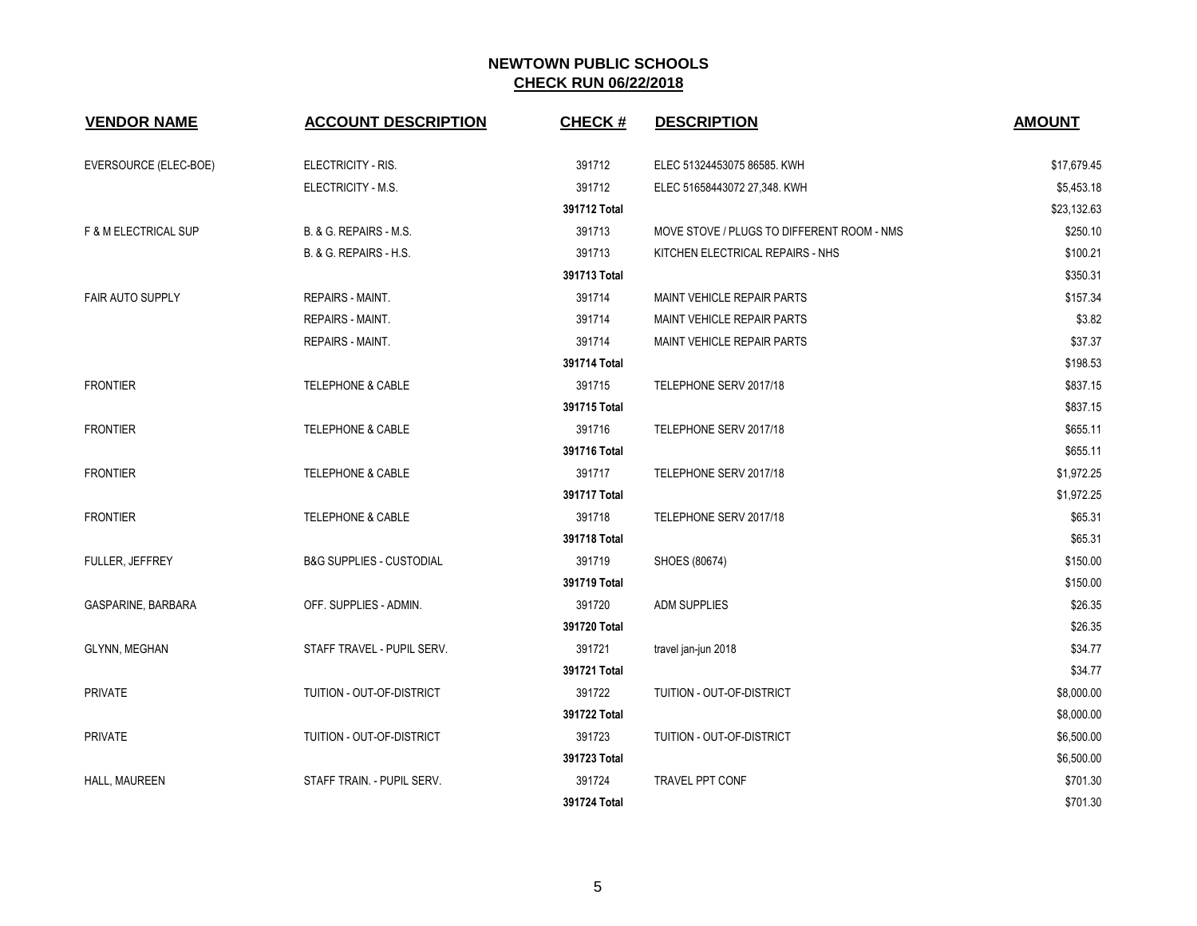## NEWTOWN PUBLIC SCHOOLS
## CHECK RUN 06/22/2018

| VENDOR NAME | ACCOUNT DESCRIPTION | CHECK # | DESCRIPTION | AMOUNT |
|---|---|---|---|---|
| EVERSOURCE (ELEC-BOE) | ELECTRICITY - RIS. | 391712 | ELEC 51324453075 86585. KWH | $17,679.45 |
| | ELECTRICITY - M.S. | 391712 | ELEC 51658443072 27,348. KWH | $5,453.18 |
| | | **391712 Total** | | $23,132.63 |
| F & M ELECTRICAL SUP | B. & G. REPAIRS - M.S. | 391713 | MOVE STOVE / PLUGS TO DIFFERENT ROOM - NMS | $250.10 |
| | B. & G. REPAIRS - H.S. | 391713 | KITCHEN ELECTRICAL REPAIRS - NHS | $100.21 |
| | | **391713 Total** | | $350.31 |
| FAIR AUTO SUPPLY | REPAIRS - MAINT. | 391714 | MAINT VEHICLE REPAIR PARTS | $157.34 |
| | REPAIRS - MAINT. | 391714 | MAINT VEHICLE REPAIR PARTS | $3.82 |
| | REPAIRS - MAINT. | 391714 | MAINT VEHICLE REPAIR PARTS | $37.37 |
| | | **391714 Total** | | $198.53 |
| FRONTIER | TELEPHONE & CABLE | 391715 | TELEPHONE SERV 2017/18 | $837.15 |
| | | **391715 Total** | | $837.15 |
| FRONTIER | TELEPHONE & CABLE | 391716 | TELEPHONE SERV 2017/18 | $655.11 |
| | | **391716 Total** | | $655.11 |
| FRONTIER | TELEPHONE & CABLE | 391717 | TELEPHONE SERV 2017/18 | $1,972.25 |
| | | **391717 Total** | | $1,972.25 |
| FRONTIER | TELEPHONE & CABLE | 391718 | TELEPHONE SERV 2017/18 | $65.31 |
| | | **391718 Total** | | $65.31 |
| FULLER, JEFFREY | B&G SUPPLIES - CUSTODIAL | 391719 | SHOES (80674) | $150.00 |
| | | **391719 Total** | | $150.00 |
| GASPARINE, BARBARA | OFF. SUPPLIES - ADMIN. | 391720 | ADM SUPPLIES | $26.35 |
| | | **391720 Total** | | $26.35 |
| GLYNN, MEGHAN | STAFF TRAVEL - PUPIL SERV. | 391721 | travel jan-jun 2018 | $34.77 |
| | | **391721 Total** | | $34.77 |
| PRIVATE | TUITION - OUT-OF-DISTRICT | 391722 | TUITION - OUT-OF-DISTRICT | $8,000.00 |
| | | **391722 Total** | | $8,000.00 |
| PRIVATE | TUITION - OUT-OF-DISTRICT | 391723 | TUITION - OUT-OF-DISTRICT | $6,500.00 |
| | | **391723 Total** | | $6,500.00 |
| HALL, MAUREEN | STAFF TRAIN. - PUPIL SERV. | 391724 | TRAVEL PPT CONF | $701.30 |
| | | **391724 Total** | | $701.30 |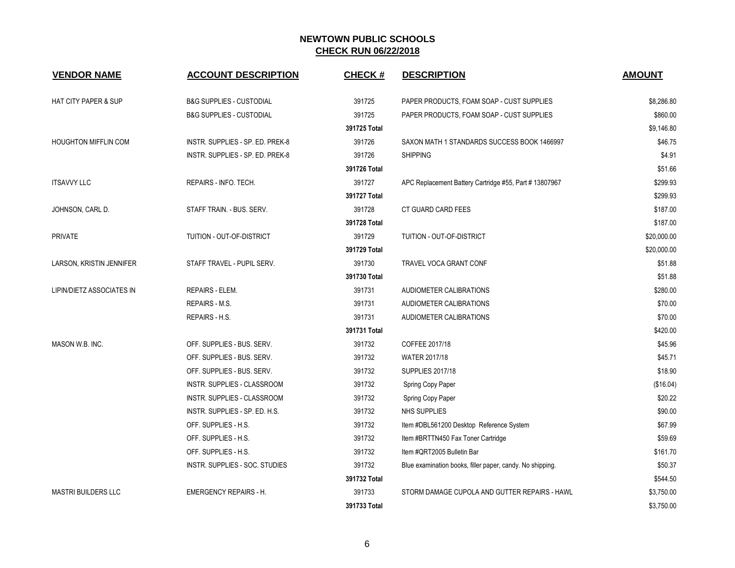# NEWTOWN PUBLIC SCHOOLS
## CHECK RUN 06/22/2018

| VENDOR NAME | ACCOUNT DESCRIPTION | CHECK # | DESCRIPTION | AMOUNT |
|---|---|---|---|---|
| HAT CITY PAPER & SUP | B&G SUPPLIES - CUSTODIAL | 391725 | PAPER PRODUCTS, FOAM SOAP - CUST SUPPLIES | $8,286.80 |
| | B&G SUPPLIES - CUSTODIAL | 391725 | PAPER PRODUCTS, FOAM SOAP - CUST SUPPLIES | $860.00 |
| | | **391725 Total** | | $9,146.80 |
| HOUGHTON MIFFLIN COM | INSTR. SUPPLIES - SP. ED. PREK-8 | 391726 | SAXON MATH 1 STANDARDS SUCCESS BOOK 1466997 | $46.75 |
| | INSTR. SUPPLIES - SP. ED. PREK-8 | 391726 | SHIPPING | $4.91 |
| | | **391726 Total** | | $51.66 |
| ITSAVVY LLC | REPAIRS - INFO. TECH. | 391727 | APC Replacement Battery Cartridge #55, Part # 13807967 | $299.93 |
| | | **391727 Total** | | $299.93 |
| JOHNSON, CARL D. | STAFF TRAIN. - BUS. SERV. | 391728 | CT GUARD CARD FEES | $187.00 |
| | | **391728 Total** | | $187.00 |
| PRIVATE | TUITION - OUT-OF-DISTRICT | 391729 | TUITION - OUT-OF-DISTRICT | $20,000.00 |
| | | **391729 Total** | | $20,000.00 |
| LARSON, KRISTIN JENNIFER | STAFF TRAVEL - PUPIL SERV. | 391730 | TRAVEL VOCA GRANT CONF | $51.88 |
| | | **391730 Total** | | $51.88 |
| LIPIN/DIETZ ASSOCIATES IN | REPAIRS - ELEM. | 391731 | AUDIOMETER CALIBRATIONS | $280.00 |
| | REPAIRS - M.S. | 391731 | AUDIOMETER CALIBRATIONS | $70.00 |
| | REPAIRS - H.S. | 391731 | AUDIOMETER CALIBRATIONS | $70.00 |
| | | **391731 Total** | | $420.00 |
| MASON W.B. INC. | OFF. SUPPLIES - BUS. SERV. | 391732 | COFFEE 2017/18 | $45.96 |
| | OFF. SUPPLIES - BUS. SERV. | 391732 | WATER 2017/18 | $45.71 |
| | OFF. SUPPLIES - BUS. SERV. | 391732 | SUPPLIES 2017/18 | $18.90 |
| | INSTR. SUPPLIES - CLASSROOM | 391732 | Spring Copy Paper | ($16.04) |
| | INSTR. SUPPLIES - CLASSROOM | 391732 | Spring Copy Paper | $20.22 |
| | INSTR. SUPPLIES - SP. ED. H.S. | 391732 | NHS SUPPLIES | $90.00 |
| | OFF. SUPPLIES - H.S. | 391732 | Item #DBL561200 Desktop Reference System | $67.99 |
| | OFF. SUPPLIES - H.S. | 391732 | Item #BRTTN450 Fax Toner Cartridge | $59.69 |
| | OFF. SUPPLIES - H.S. | 391732 | Item #QRT2005 Bulletin Bar | $161.70 |
| | INSTR. SUPPLIES - SOC. STUDIES | 391732 | Blue examination books, filler paper, candy. No shipping. | $50.37 |
| | | **391732 Total** | | $544.50 |
| MASTRI BUILDERS LLC | EMERGENCY REPAIRS - H. | 391733 | STORM DAMAGE CUPOLA AND GUTTER REPAIRS - HAWL | $3,750.00 |
| | | **391733 Total** | | $3,750.00 |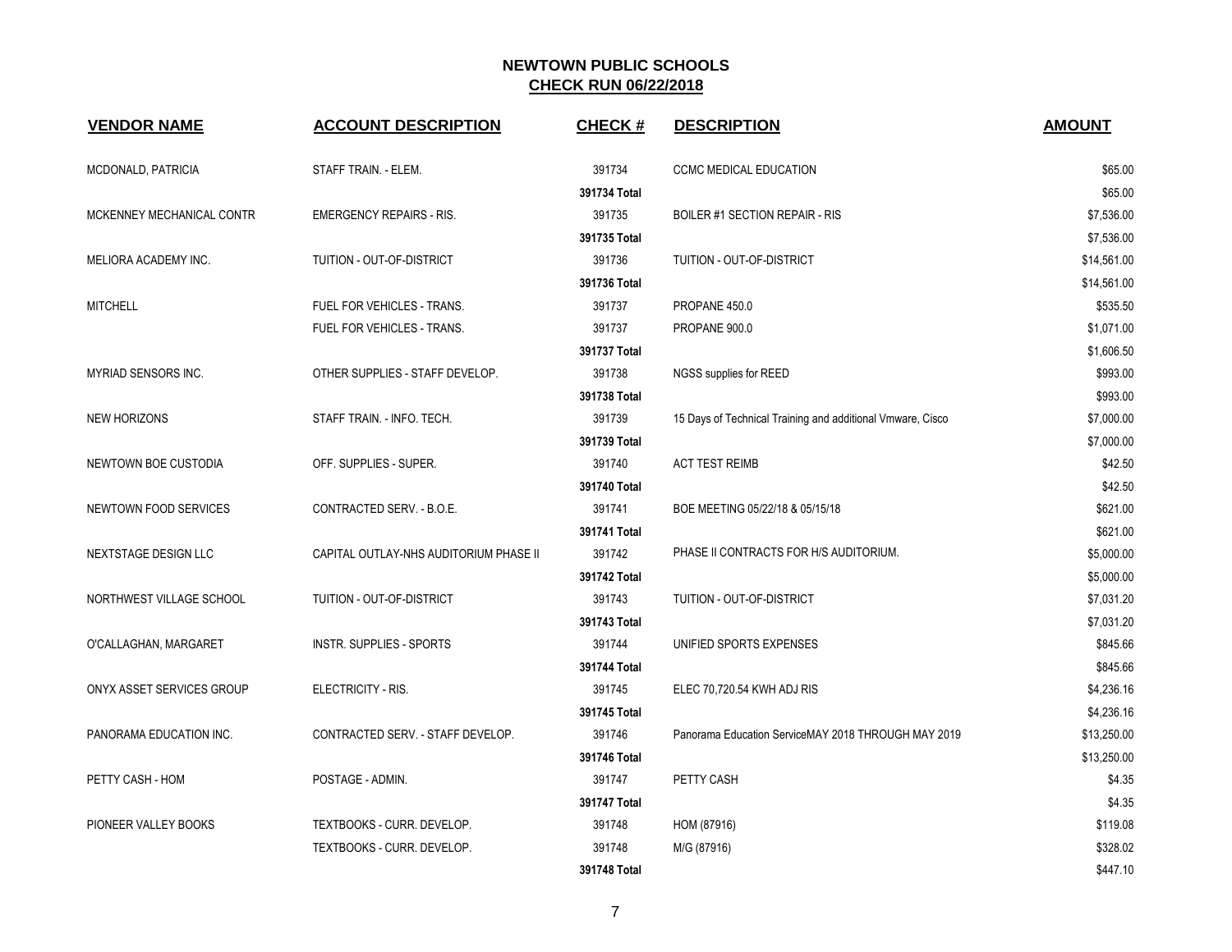# NEWTOWN PUBLIC SCHOOLS

## CHECK RUN 06/22/2018

| VENDOR NAME | ACCOUNT DESCRIPTION | CHECK # | DESCRIPTION | AMOUNT |
|---|---|---|---|---|
| MCDONALD, PATRICIA | STAFF TRAIN. - ELEM. | 391734 | CCMC MEDICAL EDUCATION | $65.00 |
| | | 391734 Total | | $65.00 |
| MCKENNEY MECHANICAL CONTR | EMERGENCY REPAIRS - RIS. | 391735 | BOILER #1 SECTION REPAIR - RIS | $7,536.00 |
| | | 391735 Total | | $7,536.00 |
| MELIORA ACADEMY INC. | TUITION - OUT-OF-DISTRICT | 391736 | TUITION - OUT-OF-DISTRICT | $14,561.00 |
| | | 391736 Total | | $14,561.00 |
| MITCHELL | FUEL FOR VEHICLES - TRANS. | 391737 | PROPANE 450.0 | $535.50 |
| | FUEL FOR VEHICLES - TRANS. | 391737 | PROPANE 900.0 | $1,071.00 |
| | | 391737 Total | | $1,606.50 |
| MYRIAD SENSORS INC. | OTHER SUPPLIES - STAFF DEVELOP. | 391738 | NGSS supplies for REED | $993.00 |
| | | 391738 Total | | $993.00 |
| NEW HORIZONS | STAFF TRAIN. - INFO. TECH. | 391739 | 15 Days of Technical Training and additional Vmware, Cisco | $7,000.00 |
| | | 391739 Total | | $7,000.00 |
| NEWTOWN BOE CUSTODIA | OFF. SUPPLIES - SUPER. | 391740 | ACT TEST REIMB | $42.50 |
| | | 391740 Total | | $42.50 |
| NEWTOWN FOOD SERVICES | CONTRACTED SERV. - B.O.E. | 391741 | BOE MEETING 05/22/18 & 05/15/18 | $621.00 |
| | | 391741 Total | | $621.00 |
| NEXTSTAGE DESIGN LLC | CAPITAL OUTLAY-NHS AUDITORIUM PHASE II | 391742 | PHASE II CONTRACTS FOR H/S AUDITORIUM. | $5,000.00 |
| | | 391742 Total | | $5,000.00 |
| NORTHWEST VILLAGE SCHOOL | TUITION - OUT-OF-DISTRICT | 391743 | TUITION - OUT-OF-DISTRICT | $7,031.20 |
| | | 391743 Total | | $7,031.20 |
| O'CALLAGHAN, MARGARET | INSTR. SUPPLIES - SPORTS | 391744 | UNIFIED SPORTS EXPENSES | $845.66 |
| | | 391744 Total | | $845.66 |
| ONYX ASSET SERVICES GROUP | ELECTRICITY - RIS. | 391745 | ELEC 70,720.54 KWH ADJ RIS | $4,236.16 |
| | | 391745 Total | | $4,236.16 |
| PANORAMA EDUCATION INC. | CONTRACTED SERV. - STAFF DEVELOP. | 391746 | Panorama Education ServiceMAY 2018 THROUGH MAY 2019 | $13,250.00 |
| | | 391746 Total | | $13,250.00 |
| PETTY CASH - HOM | POSTAGE - ADMIN. | 391747 | PETTY CASH | $4.35 |
| | | 391747 Total | | $4.35 |
| PIONEER VALLEY BOOKS | TEXTBOOKS - CURR. DEVELOP. | 391748 | HOM (87916) | $119.08 |
| | TEXTBOOKS - CURR. DEVELOP. | 391748 | M/G (87916) | $328.02 |
| | | 391748 Total | | $447.10 |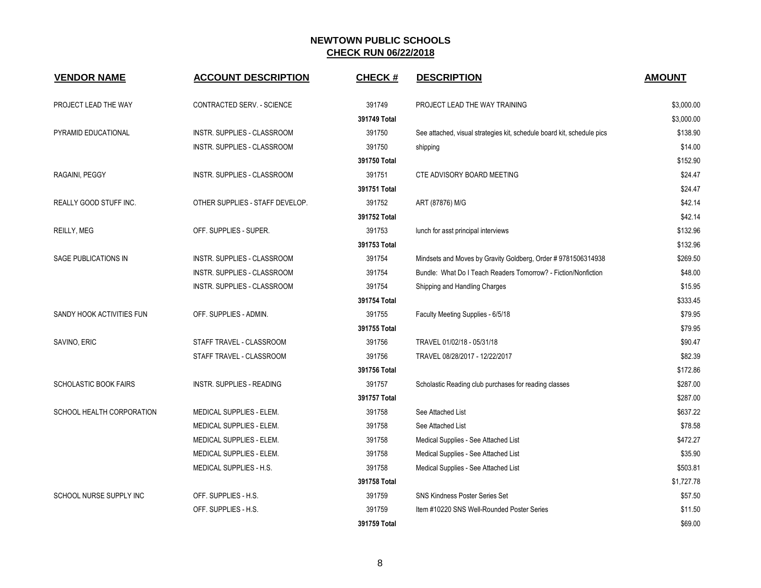# NEWTOWN PUBLIC SCHOOLS

## CHECK RUN 06/22/2018

| VENDOR NAME | ACCOUNT DESCRIPTION | CHECK # | DESCRIPTION | AMOUNT |
|---|---|---|---|---|
| PROJECT LEAD THE WAY | CONTRACTED SERV. - SCIENCE | 391749 | PROJECT LEAD THE WAY TRAINING | $3,000.00 |
| | | **391749 Total** | | $3,000.00 |
| PYRAMID EDUCATIONAL | INSTR. SUPPLIES - CLASSROOM | 391750 | See attached, visual strategies kit, schedule board kit, schedule pics | $138.90 |
| | INSTR. SUPPLIES - CLASSROOM | 391750 | shipping | $14.00 |
| | | **391750 Total** | | $152.90 |
| RAGAINI, PEGGY | INSTR. SUPPLIES - CLASSROOM | 391751 | CTE ADVISORY BOARD MEETING | $24.47 |
| | | **391751 Total** | | $24.47 |
| REALLY GOOD STUFF INC. | OTHER SUPPLIES - STAFF DEVELOP. | 391752 | ART (87876) M/G | $42.14 |
| | | **391752 Total** | | $42.14 |
| REILLY, MEG | OFF. SUPPLIES - SUPER. | 391753 | lunch for asst principal interviews | $132.96 |
| | | **391753 Total** | | $132.96 |
| SAGE PUBLICATIONS IN | INSTR. SUPPLIES - CLASSROOM | 391754 | Mindsets and Moves by Gravity Goldberg, Order # 9781506314938 | $269.50 |
| | INSTR. SUPPLIES - CLASSROOM | 391754 | Bundle: What Do I Teach Readers Tomorrow? - Fiction/Nonfiction | $48.00 |
| | INSTR. SUPPLIES - CLASSROOM | 391754 | Shipping and Handling Charges | $15.95 |
| | | **391754 Total** | | $333.45 |
| SANDY HOOK ACTIVITIES FUN | OFF. SUPPLIES - ADMIN. | 391755 | Faculty Meeting Supplies - 6/5/18 | $79.95 |
| | | **391755 Total** | | $79.95 |
| SAVINO, ERIC | STAFF TRAVEL - CLASSROOM | 391756 | TRAVEL 01/02/18 - 05/31/18 | $90.47 |
| | STAFF TRAVEL - CLASSROOM | 391756 | TRAVEL 08/28/2017 - 12/22/2017 | $82.39 |
| | | **391756 Total** | | $172.86 |
| SCHOLASTIC BOOK FAIRS | INSTR. SUPPLIES - READING | 391757 | Scholastic Reading club purchases for reading classes | $287.00 |
| | | **391757 Total** | | $287.00 |
| SCHOOL HEALTH CORPORATION | MEDICAL SUPPLIES - ELEM. | 391758 | See Attached List | $637.22 |
| | MEDICAL SUPPLIES - ELEM. | 391758 | See Attached List | $78.58 |
| | MEDICAL SUPPLIES - ELEM. | 391758 | Medical Supplies - See Attached List | $472.27 |
| | MEDICAL SUPPLIES - ELEM. | 391758 | Medical Supplies - See Attached List | $35.90 |
| | MEDICAL SUPPLIES - H.S. | 391758 | Medical Supplies - See Attached List | $503.81 |
| | | **391758 Total** | | $1,727.78 |
| SCHOOL NURSE SUPPLY INC | OFF. SUPPLIES - H.S. | 391759 | SNS Kindness Poster Series Set | $57.50 |
| | OFF. SUPPLIES - H.S. | 391759 | Item #10220 SNS Well-Rounded Poster Series | $11.50 |
| | | **391759 Total** | | $69.00 |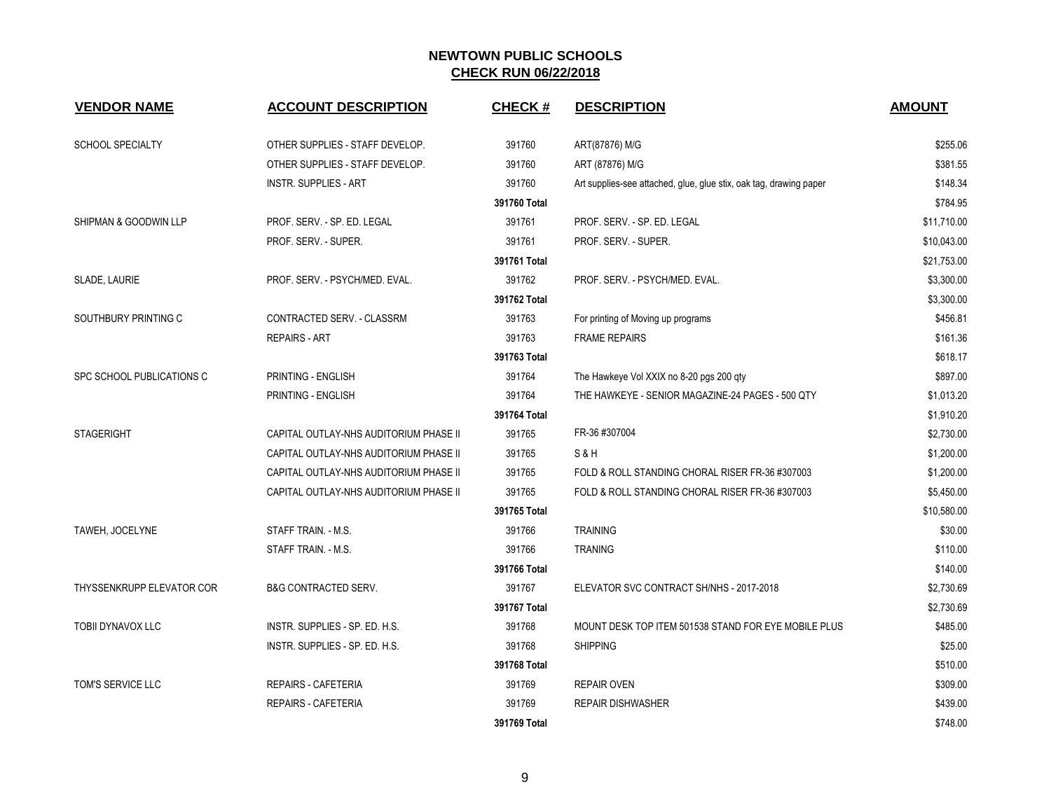# NEWTOWN PUBLIC SCHOOLS
## CHECK RUN 06/22/2018

| VENDOR NAME | ACCOUNT DESCRIPTION | CHECK # | DESCRIPTION | AMOUNT |
|---|---|---|---|---|
| SCHOOL SPECIALTY | OTHER SUPPLIES - STAFF DEVELOP. | 391760 | ART(87876) M/G | $255.06 |
| | OTHER SUPPLIES - STAFF DEVELOP. | 391760 | ART (87876) M/G | $381.55 |
| | INSTR. SUPPLIES - ART | 391760 | Art supplies-see attached, glue, glue stix, oak tag, drawing paper | $148.34 |
| | | 391760 Total | | $784.95 |
| SHIPMAN & GOODWIN LLP | PROF. SERV. - SP. ED. LEGAL | 391761 | PROF. SERV. - SP. ED. LEGAL | $11,710.00 |
| | PROF. SERV. - SUPER. | 391761 | PROF. SERV. - SUPER. | $10,043.00 |
| | | 391761 Total | | $21,753.00 |
| SLADE, LAURIE | PROF. SERV. - PSYCH/MED. EVAL. | 391762 | PROF. SERV. - PSYCH/MED. EVAL. | $3,300.00 |
| | | 391762 Total | | $3,300.00 |
| SOUTHBURY PRINTING C | CONTRACTED SERV. - CLASSRM | 391763 | For printing of Moving up programs | $456.81 |
| | REPAIRS - ART | 391763 | FRAME REPAIRS | $161.36 |
| | | 391763 Total | | $618.17 |
| SPC SCHOOL PUBLICATIONS C | PRINTING - ENGLISH | 391764 | The Hawkeye Vol XXIX no 8-20 pgs 200 qty | $897.00 |
| | PRINTING - ENGLISH | 391764 | THE HAWKEYE - SENIOR MAGAZINE-24 PAGES - 500 QTY | $1,013.20 |
| | | 391764 Total | | $1,910.20 |
| STAGERIGHT | CAPITAL OUTLAY-NHS AUDITORIUM PHASE II | 391765 | FR-36 #307004 | $2,730.00 |
| | CAPITAL OUTLAY-NHS AUDITORIUM PHASE II | 391765 | S & H | $1,200.00 |
| | CAPITAL OUTLAY-NHS AUDITORIUM PHASE II | 391765 | FOLD & ROLL STANDING CHORAL RISER FR-36 #307003 | $1,200.00 |
| | CAPITAL OUTLAY-NHS AUDITORIUM PHASE II | 391765 | FOLD & ROLL STANDING CHORAL RISER FR-36 #307003 | $5,450.00 |
| | | 391765 Total | | $10,580.00 |
| TAWEH, JOCELYNE | STAFF TRAIN. - M.S. | 391766 | TRAINING | $30.00 |
| | STAFF TRAIN. - M.S. | 391766 | TRANING | $110.00 |
| | | 391766 Total | | $140.00 |
| THYSSENKRUPP ELEVATOR COR | B&G CONTRACTED SERV. | 391767 | ELEVATOR SVC CONTRACT SH/NHS - 2017-2018 | $2,730.69 |
| | | 391767 Total | | $2,730.69 |
| TOBII DYNAVOX LLC | INSTR. SUPPLIES - SP. ED. H.S. | 391768 | MOUNT DESK TOP ITEM 501538 STAND FOR EYE MOBILE PLUS | $485.00 |
| | INSTR. SUPPLIES - SP. ED. H.S. | 391768 | SHIPPING | $25.00 |
| | | 391768 Total | | $510.00 |
| TOM'S SERVICE LLC | REPAIRS - CAFETERIA | 391769 | REPAIR OVEN | $309.00 |
| | REPAIRS - CAFETERIA | 391769 | REPAIR DISHWASHER | $439.00 |
| | | 391769 Total | | $748.00 |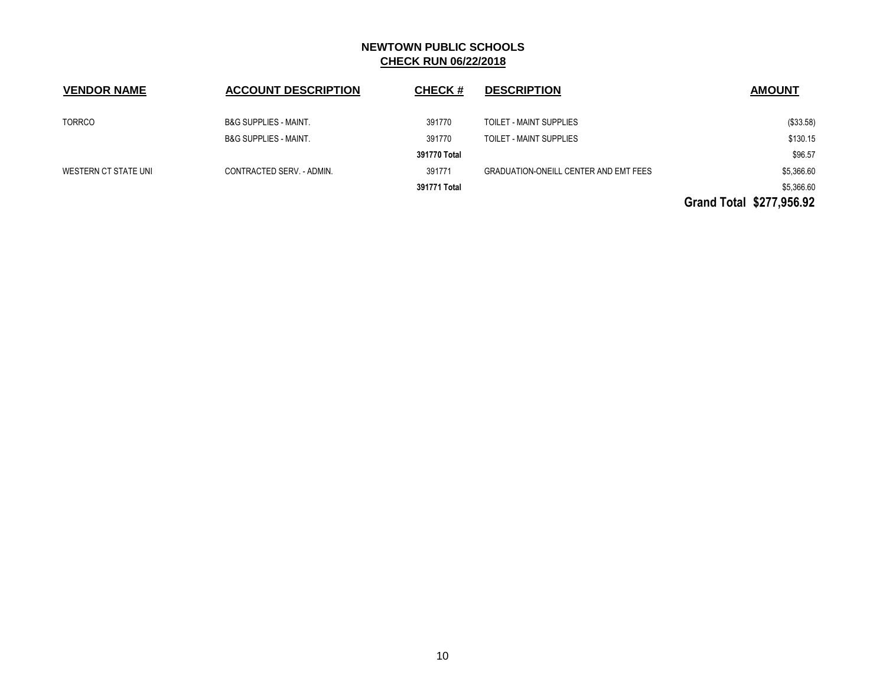**NEWTOWN PUBLIC SCHOOLS**

**CHECK RUN 06/22/2018**

| VENDOR NAME | ACCOUNT DESCRIPTION | CHECK # | DESCRIPTION | AMOUNT |
|---|---|---|---|---|
| TORRCO | B&G SUPPLIES - MAINT. | 391770 | TOILET - MAINT SUPPLIES | ($33.58) |
| | B&G SUPPLIES - MAINT. | 391770 | TOILET - MAINT SUPPLIES | $130.15 |
| | | **391770 Total** | | $96.57 |
| WESTERN CT STATE UNI | CONTRACTED SERV. - ADMIN. | 391771 | GRADUATION-ONEILL CENTER AND EMT FEES | $5,366.60 |
| | | **391771 Total** | | $5,366.60 |
| | | | **Grand Total** | **$277,956.92** |